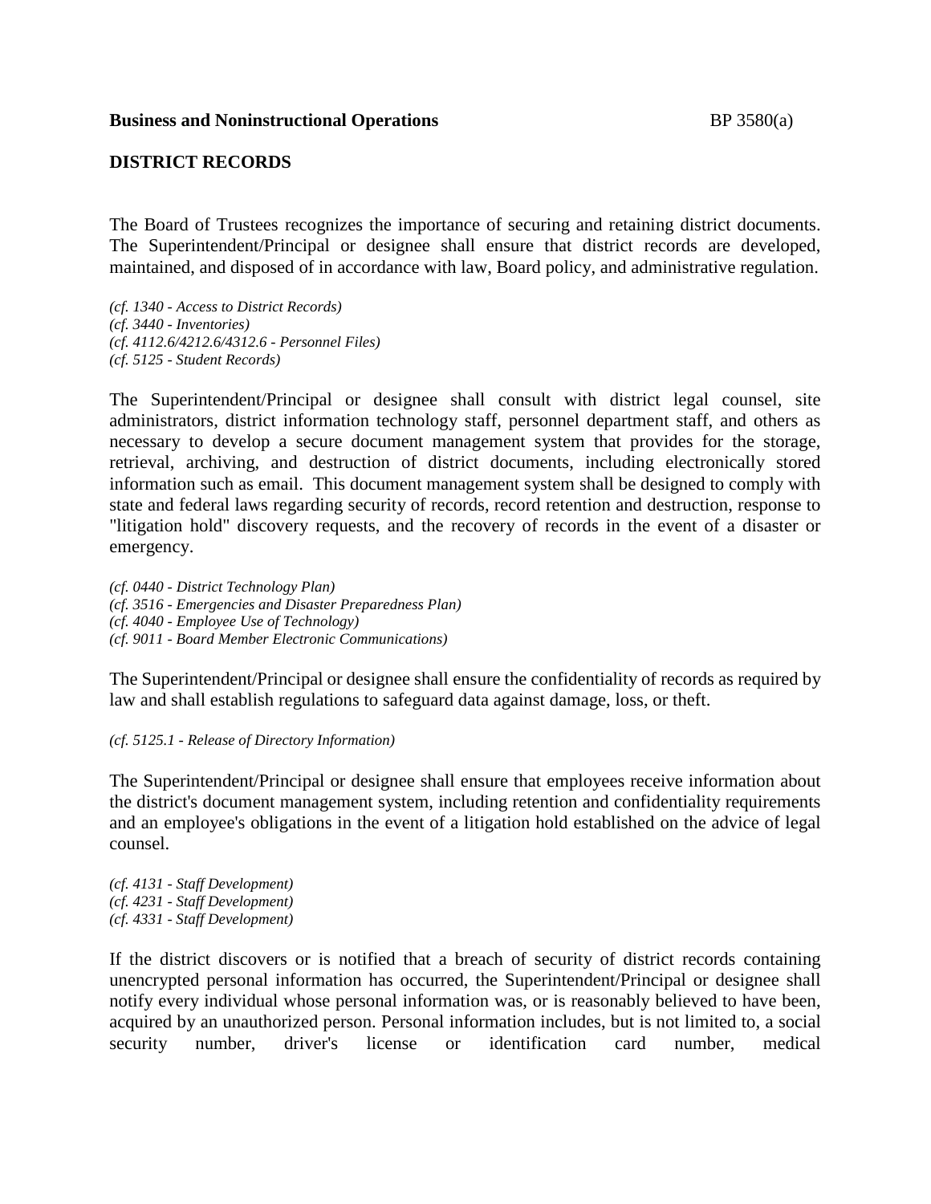**Business and Noninstructional Operations** BP 3580(a)

## DISTRICT RECORDS

The Board of Trustees recognizes the importance of securing and retaining district documents. The Superintendent/Principal or designee shall ensure that district records are developed, maintained, and disposed of in accordance with law, Board policy, and administrative regulation.

*(cf. 1340 - Access to District Records)*
*(cf. 3440 - Inventories)*
*(cf. 4112.6/4212.6/4312.6 - Personnel Files)*
*(cf. 5125 - Student Records)*

The Superintendent/Principal or designee shall consult with district legal counsel, site administrators, district information technology staff, personnel department staff, and others as necessary to develop a secure document management system that provides for the storage, retrieval, archiving, and destruction of district documents, including electronically stored information such as email. This document management system shall be designed to comply with state and federal laws regarding security of records, record retention and destruction, response to "litigation hold" discovery requests, and the recovery of records in the event of a disaster or emergency.

*(cf. 0440 - District Technology Plan)*
*(cf. 3516 - Emergencies and Disaster Preparedness Plan)*
*(cf. 4040 - Employee Use of Technology)*
*(cf. 9011 - Board Member Electronic Communications)*

The Superintendent/Principal or designee shall ensure the confidentiality of records as required by law and shall establish regulations to safeguard data against damage, loss, or theft.

*(cf. 5125.1 - Release of Directory Information)*

The Superintendent/Principal or designee shall ensure that employees receive information about the district's document management system, including retention and confidentiality requirements and an employee's obligations in the event of a litigation hold established on the advice of legal counsel.

*(cf. 4131 - Staff Development)*
*(cf. 4231 - Staff Development)*
*(cf. 4331 - Staff Development)*

If the district discovers or is notified that a breach of security of district records containing unencrypted personal information has occurred, the Superintendent/Principal or designee shall notify every individual whose personal information was, or is reasonably believed to have been, acquired by an unauthorized person. Personal information includes, but is not limited to, a social security number, driver's license or identification card number, medical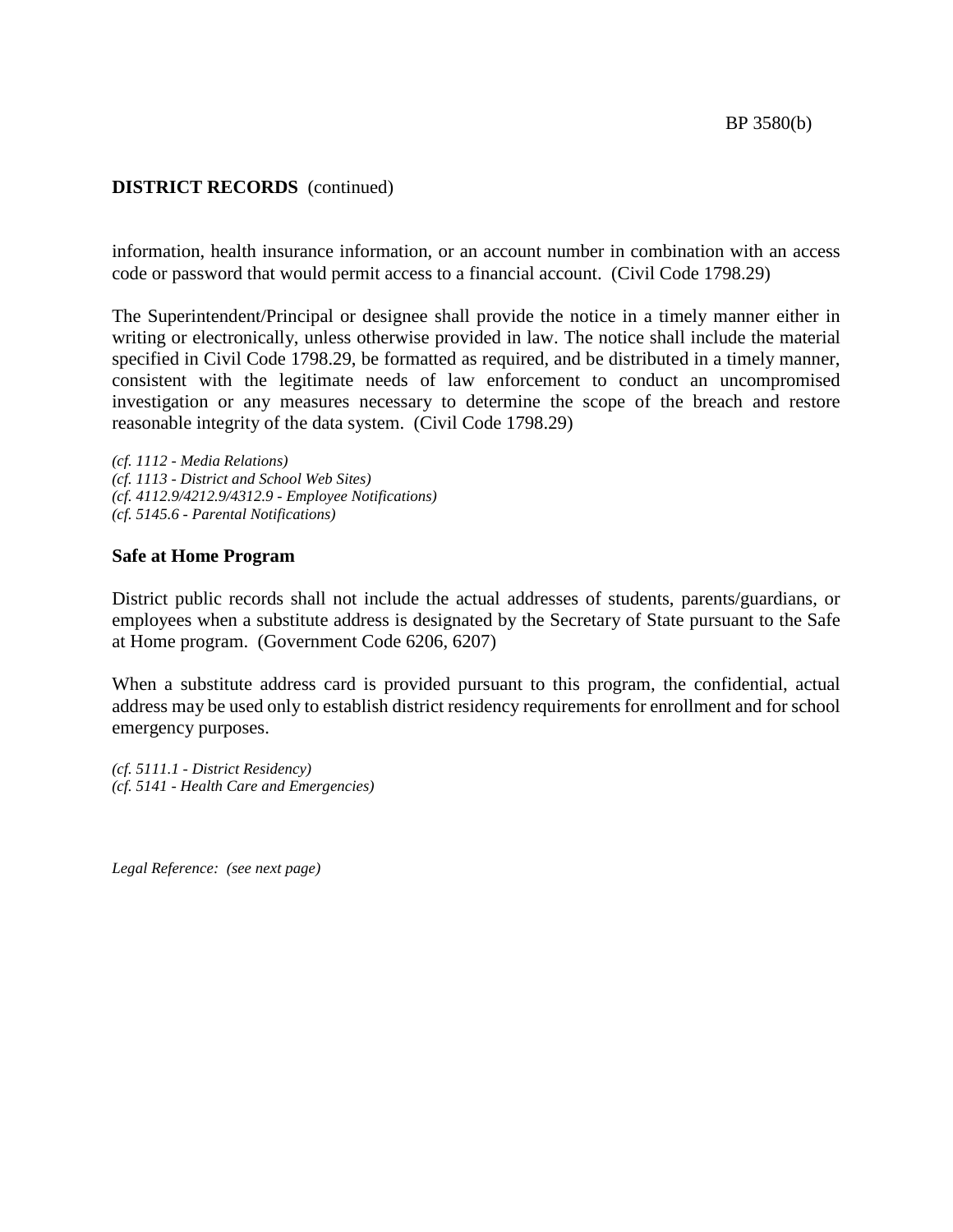information, health insurance information, or an account number in combination with an access code or password that would permit access to a financial account. (Civil Code 1798.29)

The Superintendent/Principal or designee shall provide the notice in a timely manner either in writing or electronically, unless otherwise provided in law. The notice shall include the material specified in Civil Code 1798.29, be formatted as required, and be distributed in a timely manner, consistent with the legitimate needs of law enforcement to conduct an uncompromised investigation or any measures necessary to determine the scope of the breach and restore reasonable integrity of the data system. (Civil Code 1798.29)

*(cf. 1112 - Media Relations)*
*(cf. 1113 - District and School Web Sites)*
*(cf. 4112.9/4212.9/4312.9 - Employee Notifications)*
*(cf. 5145.6 - Parental Notifications)*

### Safe at Home Program

District public records shall not include the actual addresses of students, parents/guardians, or employees when a substitute address is designated by the Secretary of State pursuant to the Safe at Home program. (Government Code 6206, 6207)

When a substitute address card is provided pursuant to this program, the confidential, actual address may be used only to establish district residency requirements for enrollment and for school emergency purposes.

*(cf. 5111.1 - District Residency)*
*(cf. 5141 - Health Care and Emergencies)*

*Legal Reference: (see next page)*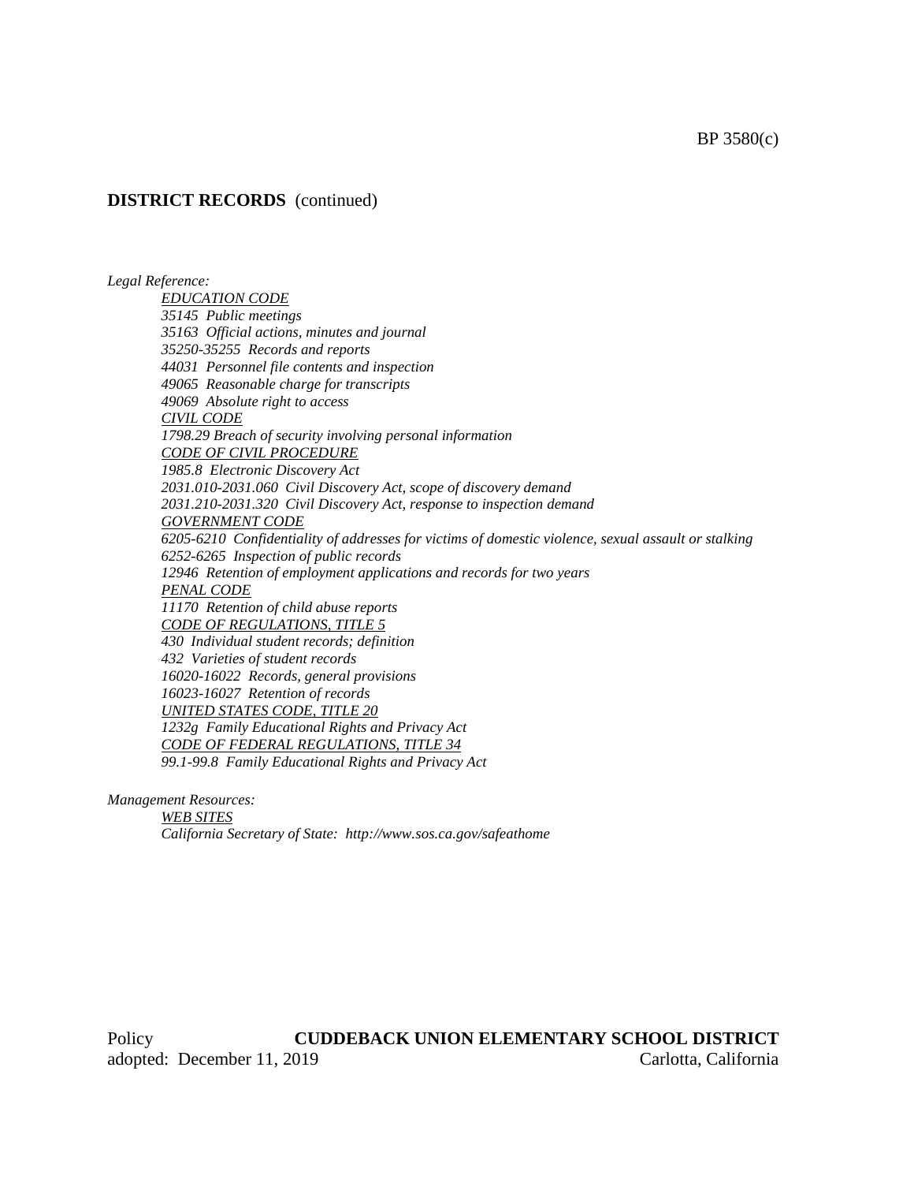**DISTRICT RECORDS** (continued)

*Legal Reference:*

*EDUCATION CODE*
*35145 Public meetings*
*35163 Official actions, minutes and journal*
*35250-35255 Records and reports*
*44031 Personnel file contents and inspection*
*49065 Reasonable charge for transcripts*
*49069 Absolute right to access*
*CIVIL CODE*
*1798.29 Breach of security involving personal information*
*CODE OF CIVIL PROCEDURE*
*1985.8 Electronic Discovery Act*
*2031.010-2031.060 Civil Discovery Act, scope of discovery demand*
*2031.210-2031.320 Civil Discovery Act, response to inspection demand*
*GOVERNMENT CODE*
*6205-6210 Confidentiality of addresses for victims of domestic violence, sexual assault or stalking*
*6252-6265 Inspection of public records*
*12946 Retention of employment applications and records for two years*
*PENAL CODE*
*11170 Retention of child abuse reports*
*CODE OF REGULATIONS, TITLE 5*
*430 Individual student records; definition*
*432 Varieties of student records*
*16020-16022 Records, general provisions*
*16023-16027 Retention of records*
*UNITED STATES CODE, TITLE 20*
*1232g Family Educational Rights and Privacy Act*
*CODE OF FEDERAL REGULATIONS, TITLE 34*
*99.1-99.8 Family Educational Rights and Privacy Act*

*Management Resources:*

*WEB SITES*
*California Secretary of State: http://www.sos.ca.gov/safeathome*

Policy **CUDDEBACK UNION ELEMENTARY SCHOOL DISTRICT**
adopted: December 11, 2019 Carlotta, California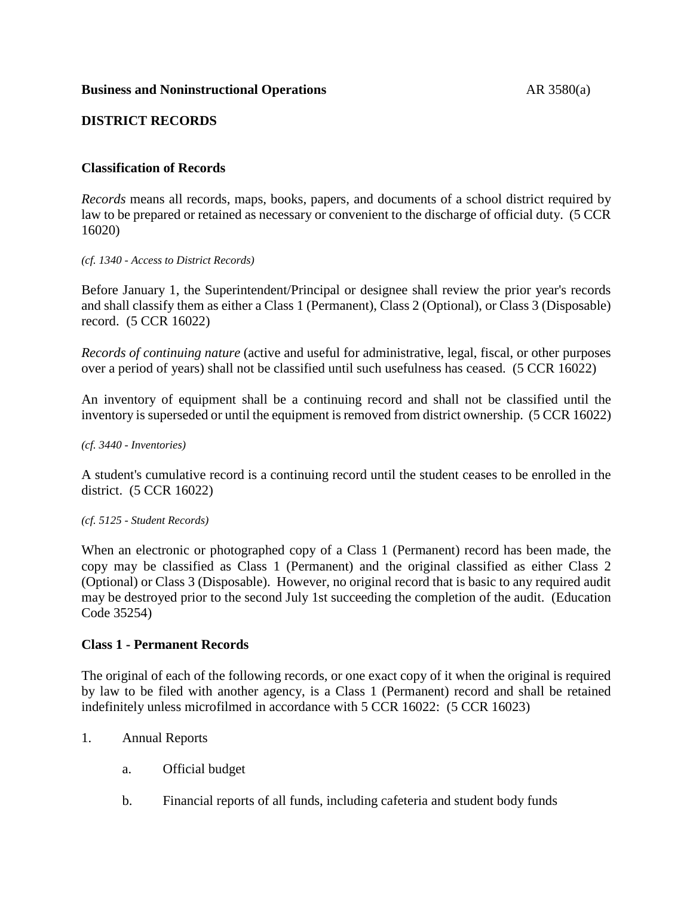**Business and Noninstructional Operations** AR 3580(a)

## DISTRICT RECORDS

### Classification of Records

*Records* means all records, maps, books, papers, and documents of a school district required by law to be prepared or retained as necessary or convenient to the discharge of official duty. (5 CCR 16020)

*(cf. 1340 - Access to District Records)*

Before January 1, the Superintendent/Principal or designee shall review the prior year's records and shall classify them as either a Class 1 (Permanent), Class 2 (Optional), or Class 3 (Disposable) record. (5 CCR 16022)

*Records of continuing nature* (active and useful for administrative, legal, fiscal, or other purposes over a period of years) shall not be classified until such usefulness has ceased. (5 CCR 16022)

An inventory of equipment shall be a continuing record and shall not be classified until the inventory is superseded or until the equipment is removed from district ownership. (5 CCR 16022)

*(cf. 3440 - Inventories)*

A student's cumulative record is a continuing record until the student ceases to be enrolled in the district. (5 CCR 16022)

*(cf. 5125 - Student Records)*

When an electronic or photographed copy of a Class 1 (Permanent) record has been made, the copy may be classified as Class 1 (Permanent) and the original classified as either Class 2 (Optional) or Class 3 (Disposable). However, no original record that is basic to any required audit may be destroyed prior to the second July 1st succeeding the completion of the audit. (Education Code 35254)

### Class 1 - Permanent Records

The original of each of the following records, or one exact copy of it when the original is required by law to be filed with another agency, is a Class 1 (Permanent) record and shall be retained indefinitely unless microfilmed in accordance with 5 CCR 16022: (5 CCR 16023)

1. Annual Reports
   a. Official budget
   b. Financial reports of all funds, including cafeteria and student body funds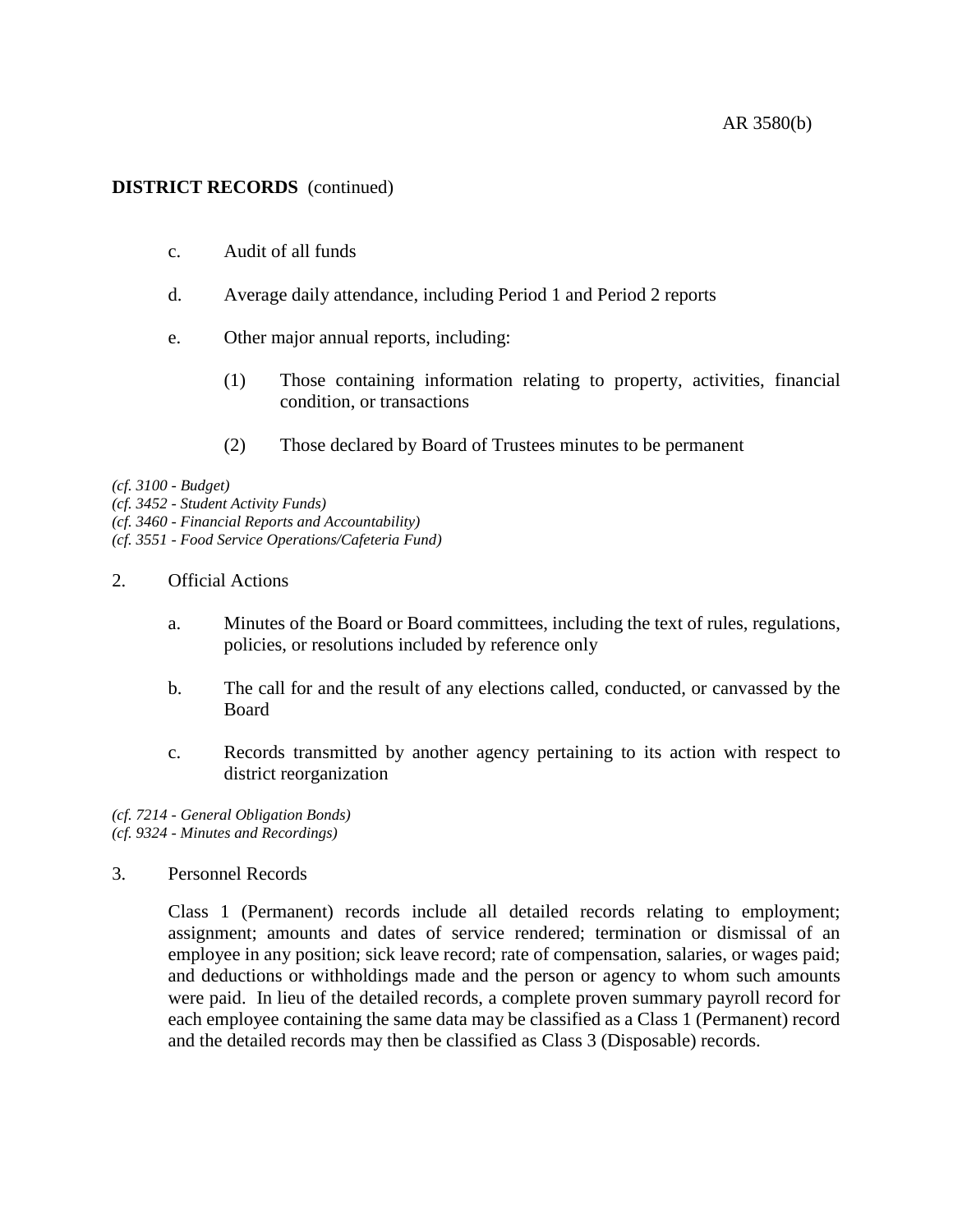**DISTRICT RECORDS** (continued)

c. Audit of all funds

d. Average daily attendance, including Period 1 and Period 2 reports

e. Other major annual reports, including:

   (1) Those containing information relating to property, activities, financial condition, or transactions

   (2) Those declared by Board of Trustees minutes to be permanent

*(cf. 3100 - Budget)*
*(cf. 3452 - Student Activity Funds)*
*(cf. 3460 - Financial Reports and Accountability)*
*(cf. 3551 - Food Service Operations/Cafeteria Fund)*

2. Official Actions

   a. Minutes of the Board or Board committees, including the text of rules, regulations, policies, or resolutions included by reference only

   b. The call for and the result of any elections called, conducted, or canvassed by the Board

   c. Records transmitted by another agency pertaining to its action with respect to district reorganization

*(cf. 7214 - General Obligation Bonds)*
*(cf. 9324 - Minutes and Recordings)*

3. Personnel Records

   Class 1 (Permanent) records include all detailed records relating to employment; assignment; amounts and dates of service rendered; termination or dismissal of an employee in any position; sick leave record; rate of compensation, salaries, or wages paid; and deductions or withholdings made and the person or agency to whom such amounts were paid. In lieu of the detailed records, a complete proven summary payroll record for each employee containing the same data may be classified as a Class 1 (Permanent) record and the detailed records may then be classified as Class 3 (Disposable) records.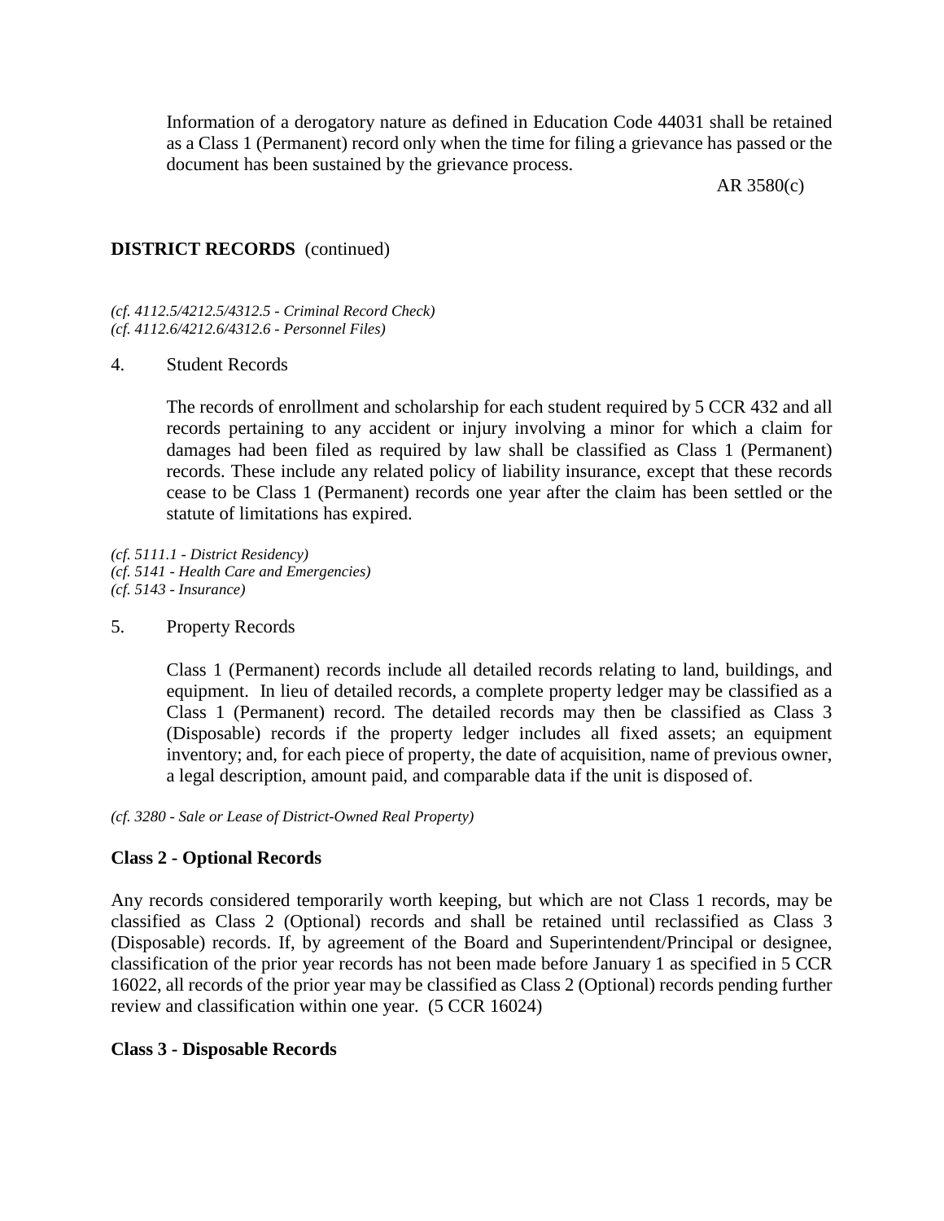Information of a derogatory nature as defined in Education Code 44031 shall be retained as a Class 1 (Permanent) record only when the time for filing a grievance has passed or the document has been sustained by the grievance process.

*(cf. 4112.5/4212.5/4312.5 - Criminal Record Check)*
*(cf. 4112.6/4212.6/4312.6 - Personnel Files)*

4. Student Records

   The records of enrollment and scholarship for each student required by 5 CCR 432 and all records pertaining to any accident or injury involving a minor for which a claim for damages had been filed as required by law shall be classified as Class 1 (Permanent) records. These include any related policy of liability insurance, except that these records cease to be Class 1 (Permanent) records one year after the claim has been settled or the statute of limitations has expired.

*(cf. 5111.1 - District Residency)*
*(cf. 5141 - Health Care and Emergencies)*
*(cf. 5143 - Insurance)*

5. Property Records

   Class 1 (Permanent) records include all detailed records relating to land, buildings, and equipment. In lieu of detailed records, a complete property ledger may be classified as a Class 1 (Permanent) record. The detailed records may then be classified as Class 3 (Disposable) records if the property ledger includes all fixed assets; an equipment inventory; and, for each piece of property, the date of acquisition, name of previous owner, a legal description, amount paid, and comparable data if the unit is disposed of.

*(cf. 3280 - Sale or Lease of District-Owned Real Property)*

**Class 2 - Optional Records**

Any records considered temporarily worth keeping, but which are not Class 1 records, may be classified as Class 2 (Optional) records and shall be retained until reclassified as Class 3 (Disposable) records. If, by agreement of the Board and Superintendent/Principal or designee, classification of the prior year records has not been made before January 1 as specified in 5 CCR 16022, all records of the prior year may be classified as Class 2 (Optional) records pending further review and classification within one year. (5 CCR 16024)

**Class 3 - Disposable Records**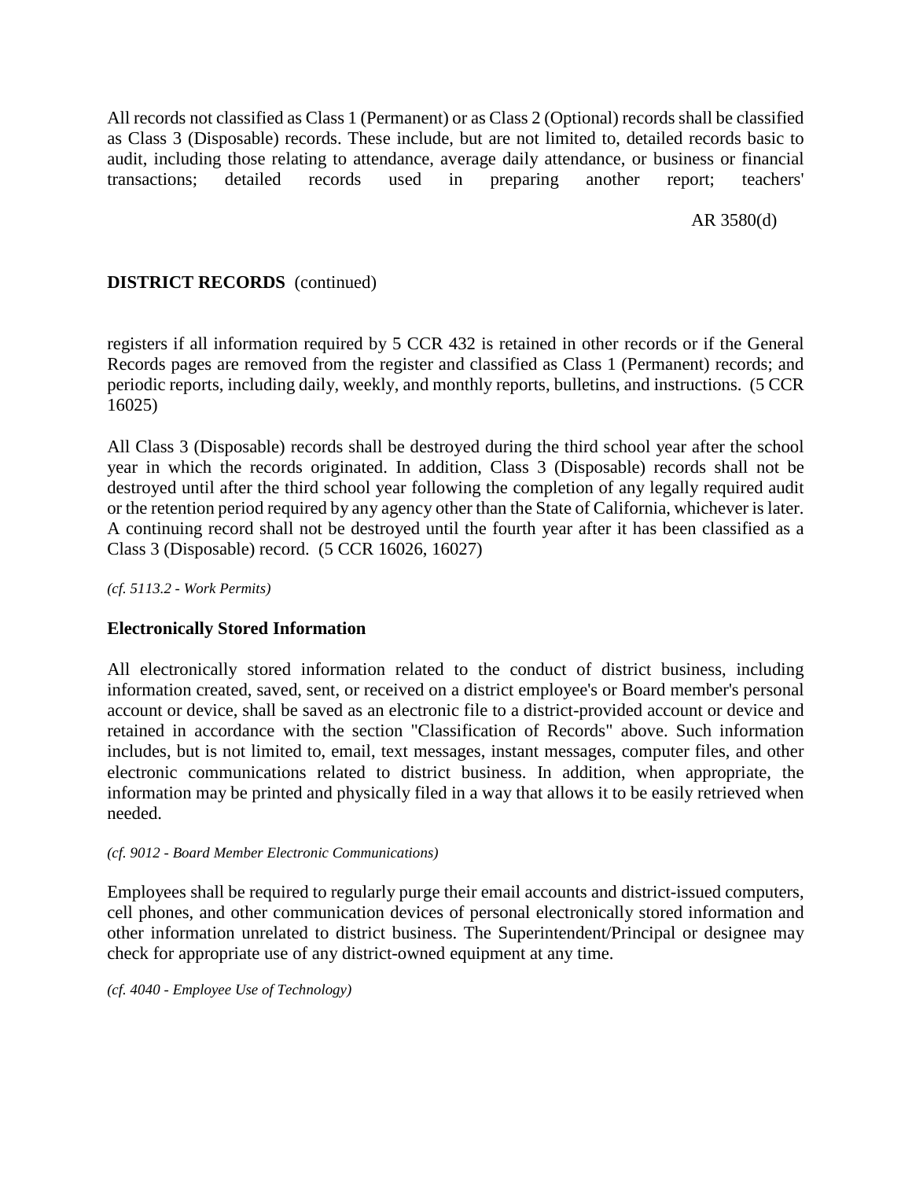All records not classified as Class 1 (Permanent) or as Class 2 (Optional) records shall be classified as Class 3 (Disposable) records. These include, but are not limited to, detailed records basic to audit, including those relating to attendance, average daily attendance, or business or financial transactions; detailed records used in preparing another report; teachers' registers if all information required by 5 CCR 432 is retained in other records or if the General Records pages are removed from the register and classified as Class 1 (Permanent) records; and periodic reports, including daily, weekly, and monthly reports, bulletins, and instructions. (5 CCR 16025)

All Class 3 (Disposable) records shall be destroyed during the third school year after the school year in which the records originated. In addition, Class 3 (Disposable) records shall not be destroyed until after the third school year following the completion of any legally required audit or the retention period required by any agency other than the State of California, whichever is later. A continuing record shall not be destroyed until the fourth year after it has been classified as a Class 3 (Disposable) record. (5 CCR 16026, 16027)

*(cf. 5113.2 - Work Permits)*

**Electronically Stored Information**

All electronically stored information related to the conduct of district business, including information created, saved, sent, or received on a district employee's or Board member's personal account or device, shall be saved as an electronic file to a district-provided account or device and retained in accordance with the section "Classification of Records" above. Such information includes, but is not limited to, email, text messages, instant messages, computer files, and other electronic communications related to district business. In addition, when appropriate, the information may be printed and physically filed in a way that allows it to be easily retrieved when needed.

*(cf. 9012 - Board Member Electronic Communications)*

Employees shall be required to regularly purge their email accounts and district-issued computers, cell phones, and other communication devices of personal electronically stored information and other information unrelated to district business. The Superintendent/Principal or designee may check for appropriate use of any district-owned equipment at any time.

*(cf. 4040 - Employee Use of Technology)*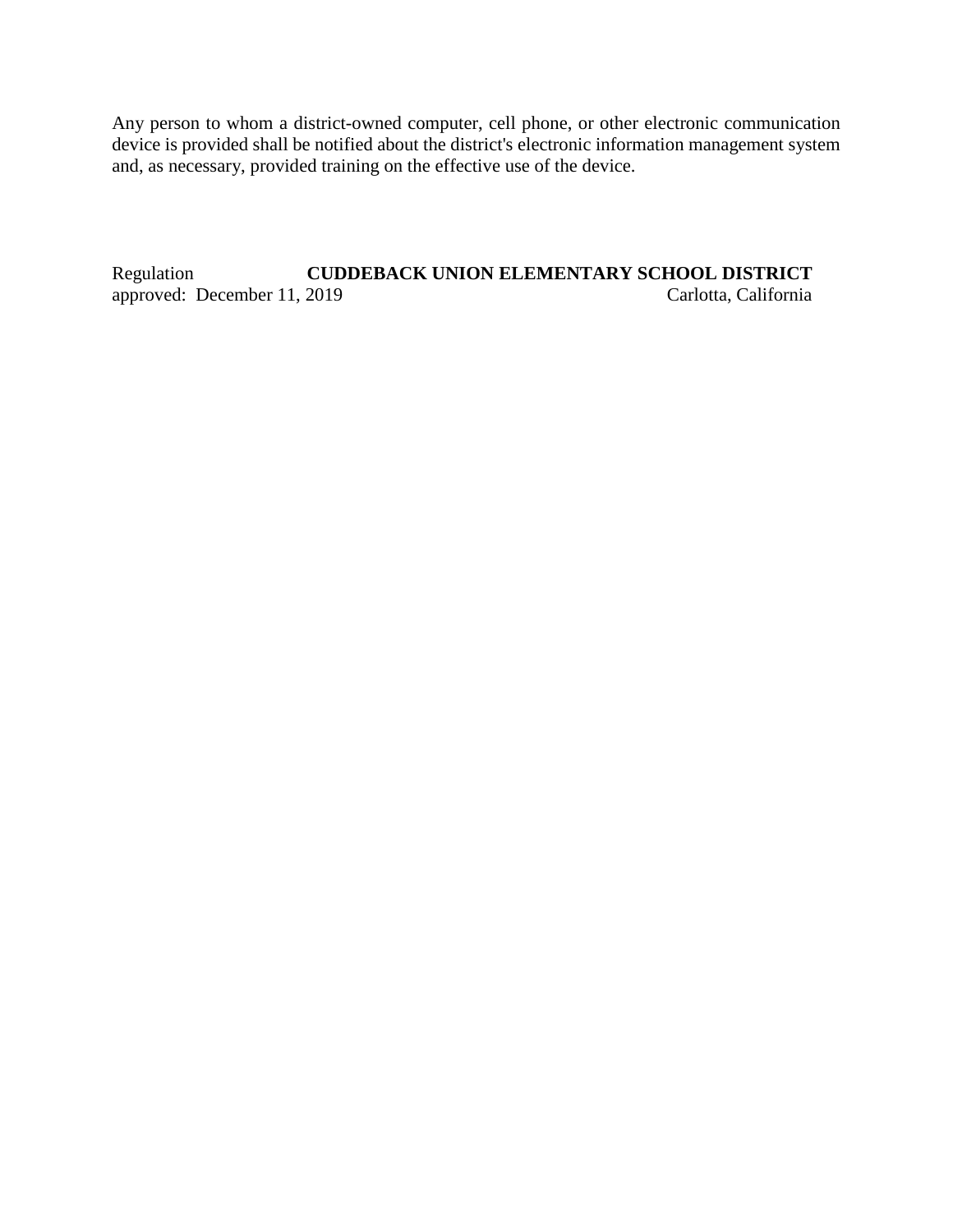Any person to whom a district-owned computer, cell phone, or other electronic communication device is provided shall be notified about the district's electronic information management system and, as necessary, provided training on the effective use of the device.

Regulation **CUDDEBACK UNION ELEMENTARY SCHOOL DISTRICT**
approved: December 11, 2019 Carlotta, California